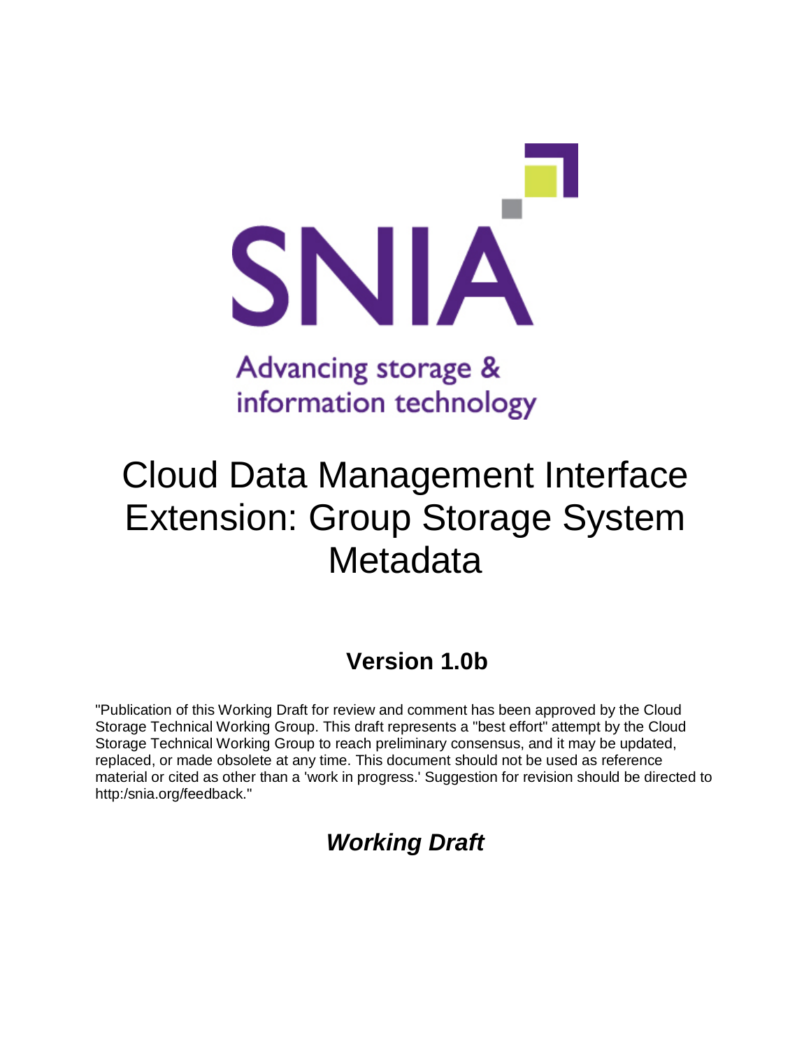SNIA

Advancing storage & information technology

# Cloud Data Management Interface Extension: Group Storage System Metadata

## Version 1.0b

"Publication of this Working Draft for review and comment has been approved by the Cloud Storage Technical Working Group. This draft represents a "best effort" attempt by the Cloud Storage Technical Working Group to reach preliminary consensus, and it may be updated, replaced, or made obsolete at any time. This document should not be used as reference material or cited as other than a 'work in progress.' Suggestion for revision should be directed to http:/snia.org/feedback."

## ***Working Draft***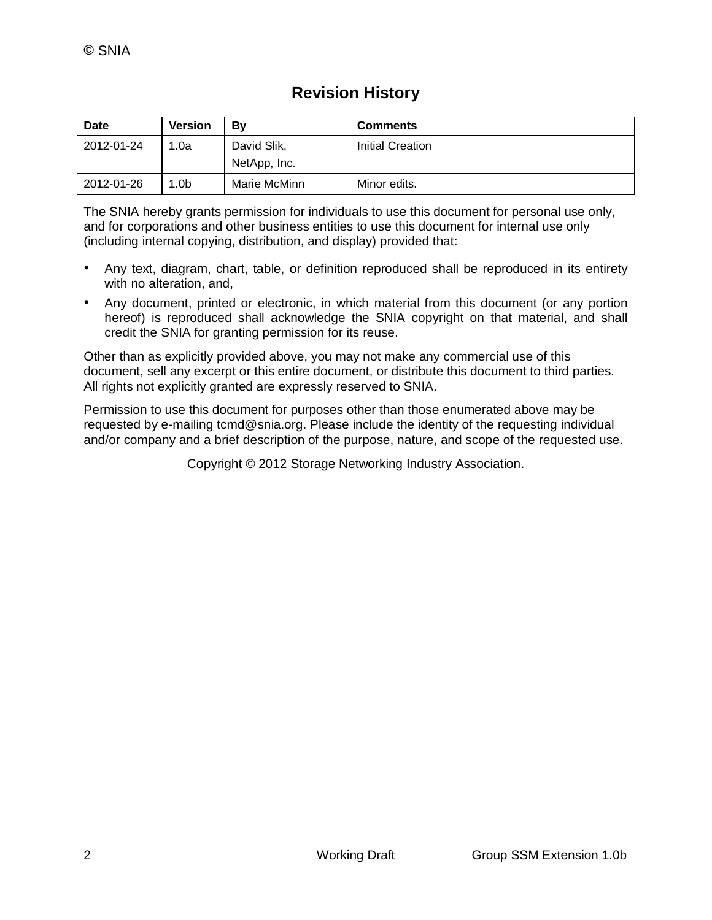## Revision History

| Date | Version | By | Comments |
|---|---|---|---|
| 2012-01-24 | 1.0a | David Slik, NetApp, Inc. | Initial Creation |
| 2012-01-26 | 1.0b | Marie McMinn | Minor edits. |

The SNIA hereby grants permission for individuals to use this document for personal use only, and for corporations and other business entities to use this document for internal use only (including internal copying, distribution, and display) provided that:

- Any text, diagram, chart, table, or definition reproduced shall be reproduced in its entirety with no alteration, and,
- Any document, printed or electronic, in which material from this document (or any portion hereof) is reproduced shall acknowledge the SNIA copyright on that material, and shall credit the SNIA for granting permission for its reuse.

Other than as explicitly provided above, you may not make any commercial use of this document, sell any excerpt or this entire document, or distribute this document to third parties. All rights not explicitly granted are expressly reserved to SNIA.

Permission to use this document for purposes other than those enumerated above may be requested by e-mailing tcmd@snia.org. Please include the identity of the requesting individual and/or company and a brief description of the purpose, nature, and scope of the requested use.

Copyright © 2012 Storage Networking Industry Association.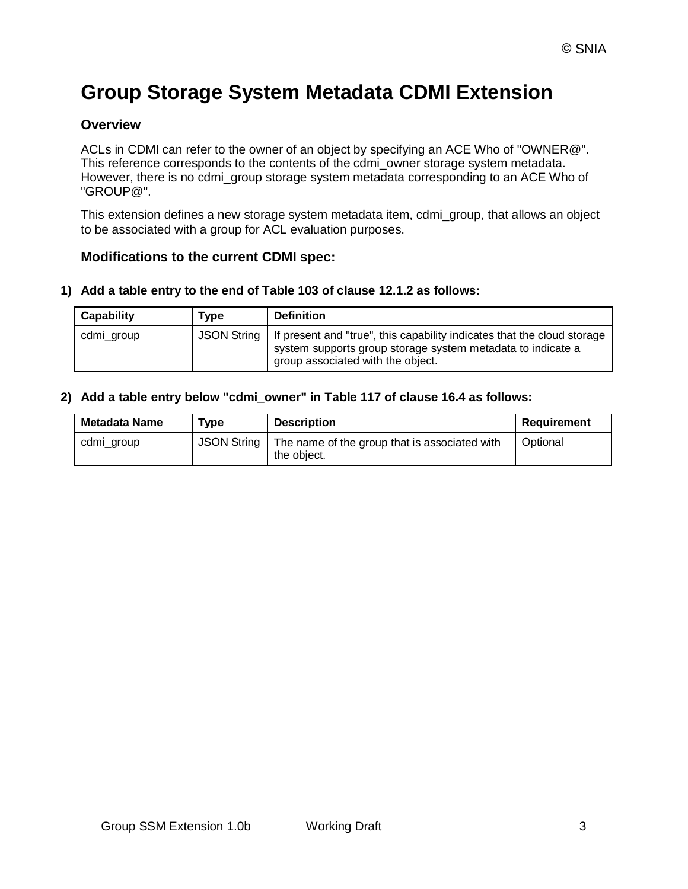# Group Storage System Metadata CDMI Extension

### Overview

ACLs in CDMI can refer to the owner of an object by specifying an ACE Who of "OWNER@". This reference corresponds to the contents of the cdmi_owner storage system metadata. However, there is no cdmi_group storage system metadata corresponding to an ACE Who of "GROUP@".

This extension defines a new storage system metadata item, cdmi_group, that allows an object to be associated with a group for ACL evaluation purposes.

### Modifications to the current CDMI spec:

**1) Add a table entry to the end of Table 103 of clause 12.1.2 as follows:**

| Capability | Type | Definition |
| --- | --- | --- |
| cdmi_group | JSON String | If present and "true", this capability indicates that the cloud storage system supports group storage system metadata to indicate a group associated with the object. |

**2) Add a table entry below "cdmi_owner" in Table 117 of clause 16.4 as follows:**

| Metadata Name | Type | Description | Requirement |
| --- | --- | --- | --- |
| cdmi_group | JSON String | The name of the group that is associated with the object. | Optional |